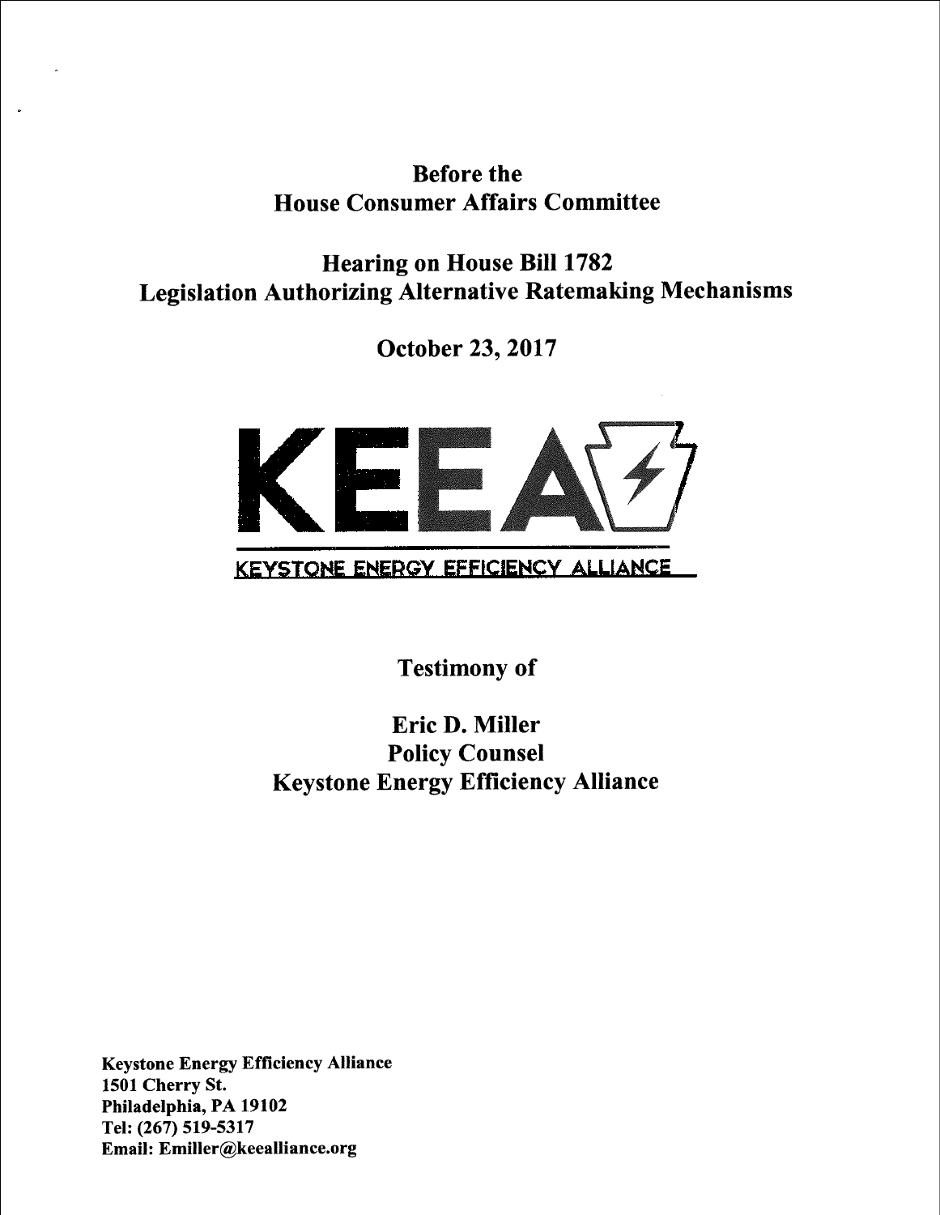**Before the**
**House Consumer Affairs Committee**

**Hearing on House Bill 1782**
**Legislation Authorizing Alternative Ratemaking Mechanisms**

**October 23, 2017**

KEEA

KEYSTONE ENERGY EFFICIENCY ALLIANCE

**Testimony of**

**Eric D. Miller**
**Policy Counsel**
**Keystone Energy Efficiency Alliance**

**Keystone Energy Efficiency Alliance**
**1501 Cherry St.**
**Philadelphia, PA 19102**
**Tel: (267) 519-5317**
**Email: Emiller@keealliance.org**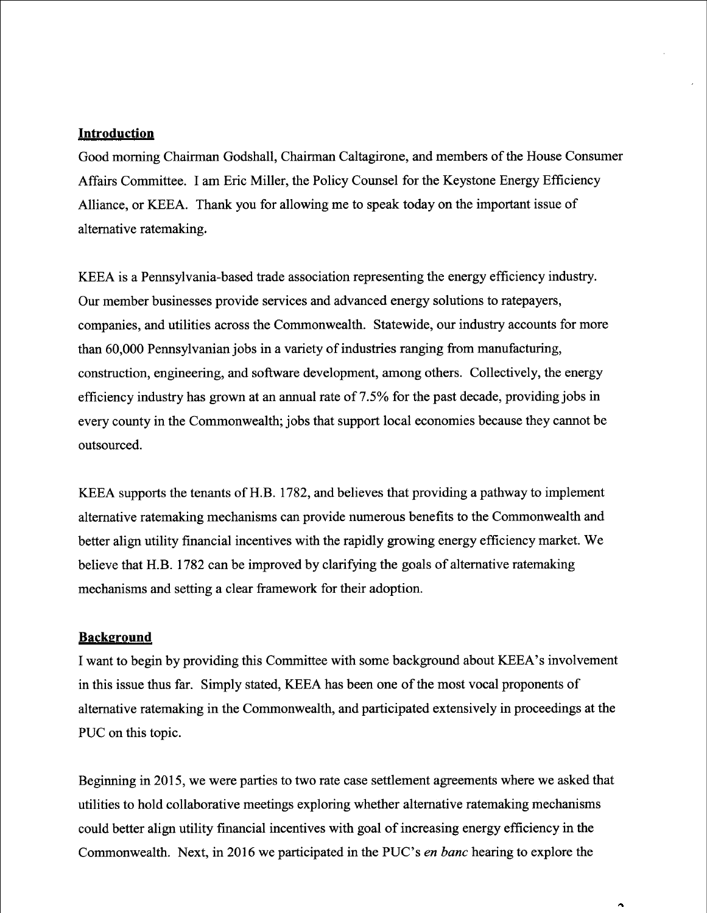## Introduction

Good morning Chairman Godshall, Chairman Caltagirone, and members of the House Consumer Affairs Committee. I am Eric Miller, the Policy Counsel for the Keystone Energy Efficiency Alliance, or KEEA. Thank you for allowing me to speak today on the important issue of alternative ratemaking.

KEEA is a Pennsylvania-based trade association representing the energy efficiency industry. Our member businesses provide services and advanced energy solutions to ratepayers, companies, and utilities across the Commonwealth. Statewide, our industry accounts for more than 60,000 Pennsylvanian jobs in a variety of industries ranging from manufacturing, construction, engineering, and software development, among others. Collectively, the energy efficiency industry has grown at an annual rate of 7.5% for the past decade, providing jobs in every county in the Commonwealth; jobs that support local economies because they cannot be outsourced.

KEEA supports the tenants of H.B. 1782, and believes that providing a pathway to implement alternative ratemaking mechanisms can provide numerous benefits to the Commonwealth and better align utility financial incentives with the rapidly growing energy efficiency market. We believe that H.B. 1782 can be improved by clarifying the goals of alternative ratemaking mechanisms and setting a clear framework for their adoption.

## Background

I want to begin by providing this Committee with some background about KEEA's involvement in this issue thus far. Simply stated, KEEA has been one of the most vocal proponents of alternative ratemaking in the Commonwealth, and participated extensively in proceedings at the PUC on this topic.

Beginning in 2015, we were parties to two rate case settlement agreements where we asked that utilities to hold collaborative meetings exploring whether alternative ratemaking mechanisms could better align utility financial incentives with goal of increasing energy efficiency in the Commonwealth. Next, in 2016 we participated in the PUC's *en banc* hearing to explore the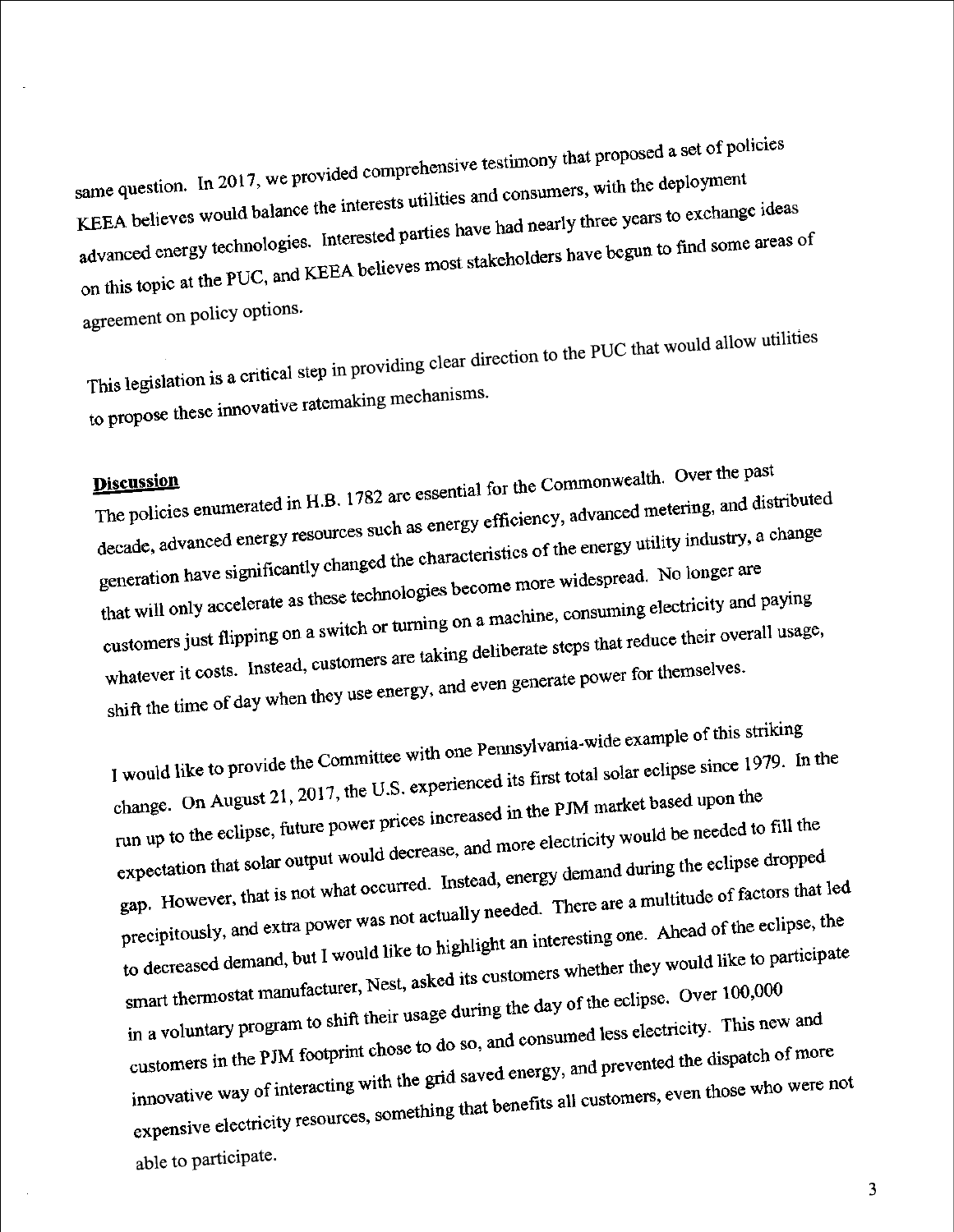same question. In 2017, we provided comprehensive testimony that proposed a set of policies KEEA believes would balance the interests utilities and consumers, with the deployment advanced energy technologies. Interested parties have had nearly three years to exchange ideas on this topic at the PUC, and KEEA believes most stakeholders have begun to find some areas of agreement on policy options.

This legislation is a critical step in providing clear direction to the PUC that would allow utilities to propose these innovative ratemaking mechanisms.

**Discussion**

The policies enumerated in H.B. 1782 are essential for the Commonwealth. Over the past decade, advanced energy resources such as energy efficiency, advanced metering, and distributed generation have significantly changed the characteristics of the energy utility industry, a change that will only accelerate as these technologies become more widespread. No longer are customers just flipping on a switch or turning on a machine, consuming electricity and paying whatever it costs. Instead, customers are taking deliberate steps that reduce their overall usage, shift the time of day when they use energy, and even generate power for themselves.

I would like to provide the Committee with one Pennsylvania-wide example of this striking change. On August 21, 2017, the U.S. experienced its first total solar eclipse since 1979. In the run up to the eclipse, future power prices increased in the PJM market based upon the expectation that solar output would decrease, and more electricity would be needed to fill the gap. However, that is not what occurred. Instead, energy demand during the eclipse dropped precipitously, and extra power was not actually needed. There are a multitude of factors that led to decreased demand, but I would like to highlight an interesting one. Ahead of the eclipse, the smart thermostat manufacturer, Nest, asked its customers whether they would like to participate in a voluntary program to shift their usage during the day of the eclipse. Over 100,000 customers in the PJM footprint chose to do so, and consumed less electricity. This new and innovative way of interacting with the grid saved energy, and prevented the dispatch of more expensive electricity resources, something that benefits all customers, even those who were not able to participate.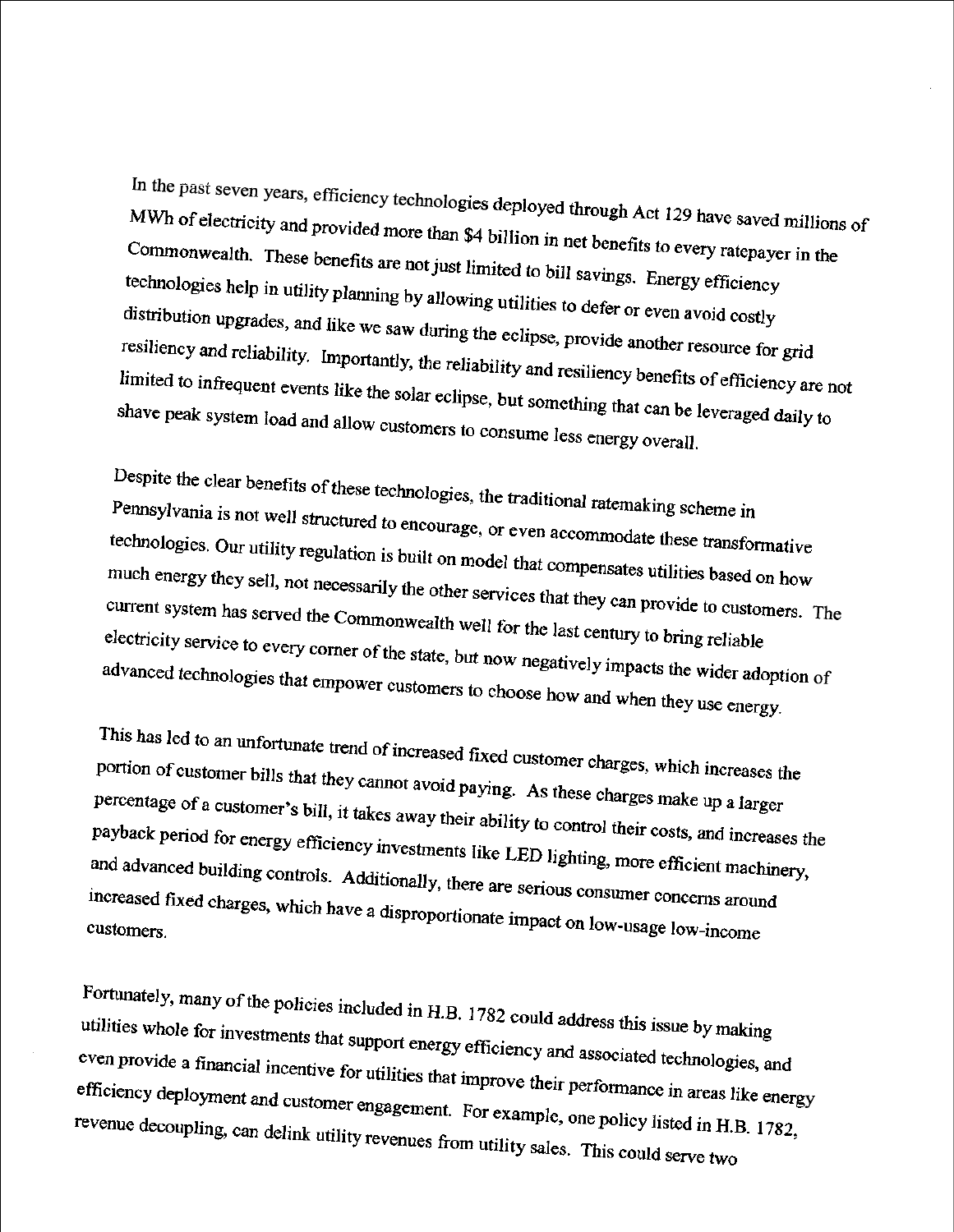In the past seven years, efficiency technologies deployed through Act 129 have saved millions of MWh of electricity and provided more than $4 billion in net benefits to every ratepayer in the Commonwealth. These benefits are not just limited to bill savings. Energy efficiency technologies help in utility planning by allowing utilities to defer or even avoid costly distribution upgrades, and like we saw during the eclipse, provide another resource for grid resiliency and reliability. Importantly, the reliability and resiliency benefits of efficiency are not limited to infrequent events like the solar eclipse, but something that can be leveraged daily to shave peak system load and allow customers to consume less energy overall.

Despite the clear benefits of these technologies, the traditional ratemaking scheme in Pennsylvania is not well structured to encourage, or even accommodate these transformative technologies. Our utility regulation is built on model that compensates utilities based on how much energy they sell, not necessarily the other services that they can provide to customers. The current system has served the Commonwealth well for the last century to bring reliable electricity service to every corner of the state, but now negatively impacts the wider adoption of advanced technologies that empower customers to choose how and when they use energy.

This has led to an unfortunate trend of increased fixed customer charges, which increases the portion of customer bills that they cannot avoid paying. As these charges make up a larger percentage of a customer's bill, it takes away their ability to control their costs, and increases the payback period for energy efficiency investments like LED lighting, more efficient machinery, and advanced building controls. Additionally, there are serious consumer concerns around increased fixed charges, which have a disproportionate impact on low-usage low-income customers.

Fortunately, many of the policies included in H.B. 1782 could address this issue by making utilities whole for investments that support energy efficiency and associated technologies, and even provide a financial incentive for utilities that improve their performance in areas like energy efficiency deployment and customer engagement. For example, one policy listed in H.B. 1782, revenue decoupling, can delink utility revenues from utility sales. This could serve two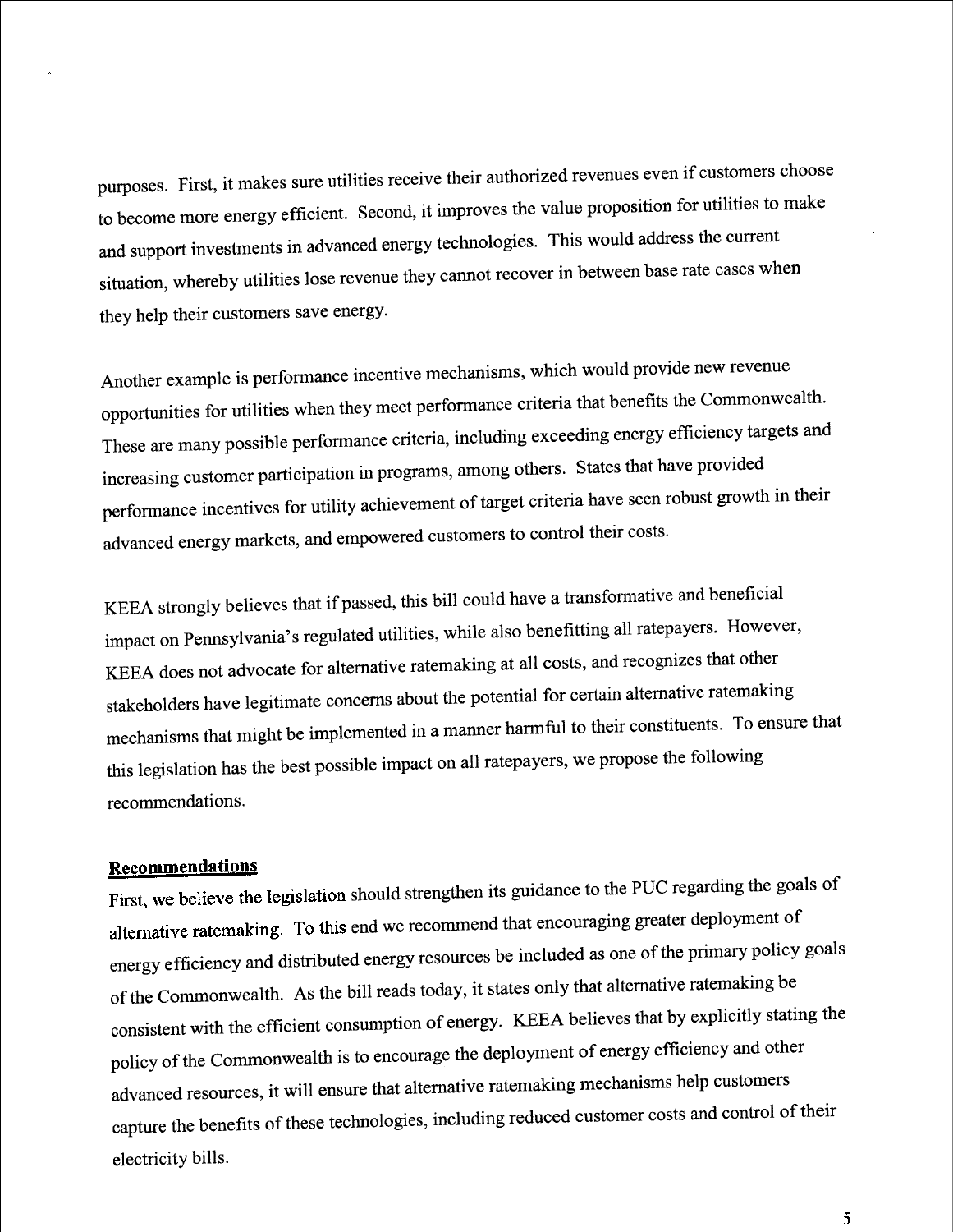purposes. First, it makes sure utilities receive their authorized revenues even if customers choose to become more energy efficient. Second, it improves the value proposition for utilities to make and support investments in advanced energy technologies. This would address the current situation, whereby utilities lose revenue they cannot recover in between base rate cases when they help their customers save energy.

Another example is performance incentive mechanisms, which would provide new revenue opportunities for utilities when they meet performance criteria that benefits the Commonwealth. These are many possible performance criteria, including exceeding energy efficiency targets and increasing customer participation in programs, among others. States that have provided performance incentives for utility achievement of target criteria have seen robust growth in their advanced energy markets, and empowered customers to control their costs.

KEEA strongly believes that if passed, this bill could have a transformative and beneficial impact on Pennsylvania's regulated utilities, while also benefitting all ratepayers. However, KEEA does not advocate for alternative ratemaking at all costs, and recognizes that other stakeholders have legitimate concerns about the potential for certain alternative ratemaking mechanisms that might be implemented in a manner harmful to their constituents. To ensure that this legislation has the best possible impact on all ratepayers, we propose the following recommendations.

**Recommendations**

First, we believe the legislation should strengthen its guidance to the PUC regarding the goals of alternative ratemaking. To this end we recommend that encouraging greater deployment of energy efficiency and distributed energy resources be included as one of the primary policy goals of the Commonwealth. As the bill reads today, it states only that alternative ratemaking be consistent with the efficient consumption of energy. KEEA believes that by explicitly stating the policy of the Commonwealth is to encourage the deployment of energy efficiency and other advanced resources, it will ensure that alternative ratemaking mechanisms help customers capture the benefits of these technologies, including reduced customer costs and control of their electricity bills.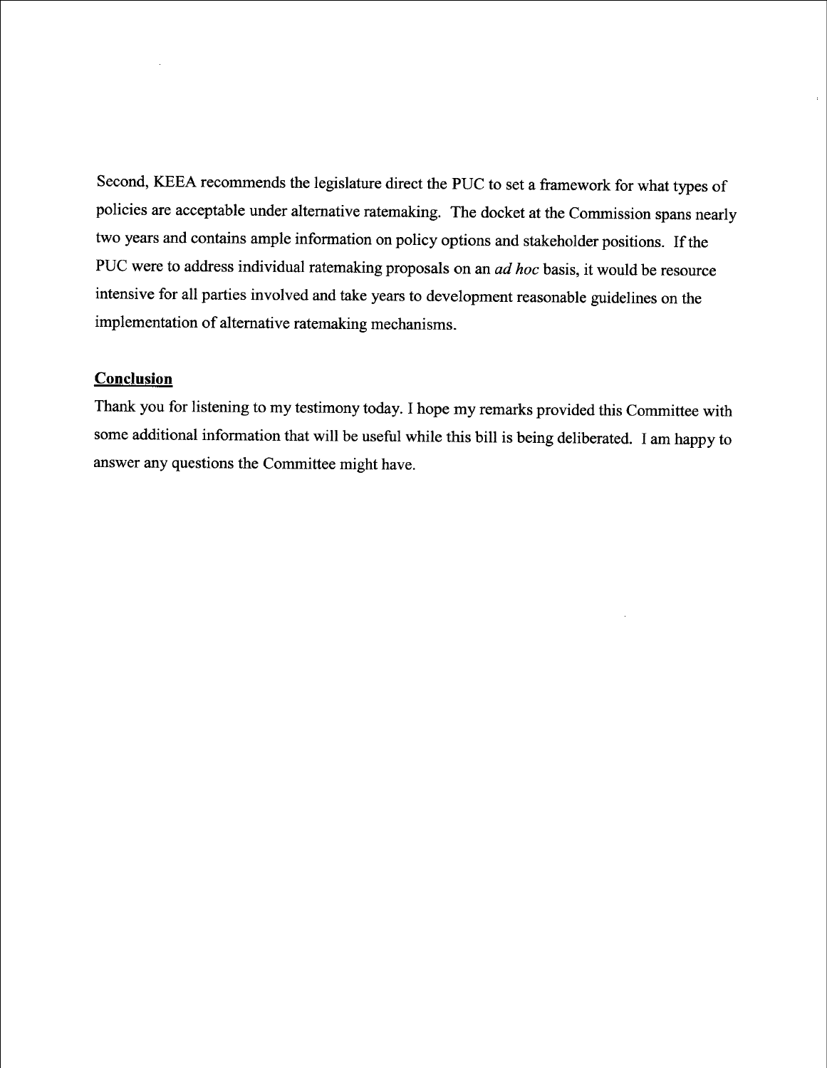Second, KEEA recommends the legislature direct the PUC to set a framework for what types of policies are acceptable under alternative ratemaking. The docket at the Commission spans nearly two years and contains ample information on policy options and stakeholder positions. If the PUC were to address individual ratemaking proposals on an *ad hoc* basis, it would be resource intensive for all parties involved and take years to development reasonable guidelines on the implementation of alternative ratemaking mechanisms.

**Conclusion**

Thank you for listening to my testimony today. I hope my remarks provided this Committee with some additional information that will be useful while this bill is being deliberated. I am happy to answer any questions the Committee might have.